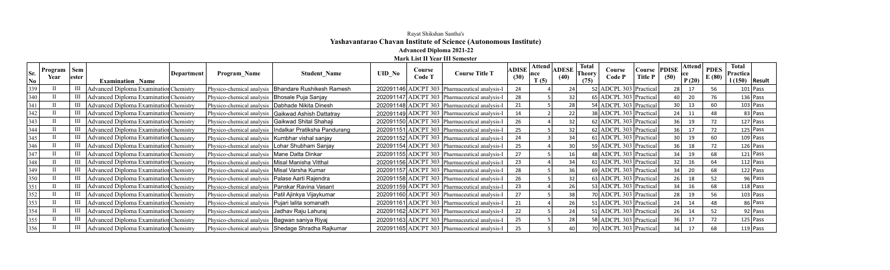Rayat Shikshan Santha's

**Yashavantarao Chavan Institute of Science (Autonomous Institute)**

**Advanced Diploma 2021-22**

**Mark List II Year III Semester**

| Sr. No | Program Year | Sem ester | Examination _Name | Department | Program_Name | Student_Name | UID_No | Course Code T | Course Title T | ADISE (30) | Attend nce T (5) | ADESE (40) | Total Theory (75) | Course Code P | Course Title P | PDISE (50) | Attend ce P (20) | PDES E (80) | Total Practica l (150) | Result |
|---|---|---|---|---|---|---|---|---|---|---|---|---|---|---|---|---|---|---|---|---|
| 339 | II | III | Advanced Diploma Examination | Chemistry | Physico-chemical analysis | Bhandare Rushikesh Ramesh | 202091146 | ADCPT 303 | Pharmaceutical analysis-I | 24 | 4 | 24 | 52 | ADCPL 303 | Practical | 28 | 17 | 56 | 101 | Pass |
| 340 | II | III | Advanced Diploma Examination | Chemistry | Physico-chemical analysis | Bhosale Puja Sanjay | 202091147 | ADCPT 303 | Pharmaceutical analysis-I | 28 | 5 | 32 | 65 | ADCPL 303 | Practical | 40 | 20 | 76 | 136 | Pass |
| 341 | II | III | Advanced Diploma Examination | Chemistry | Physico-chemical analysis | Dabhade Nikita Dinesh | 202091148 | ADCPT 303 | Pharmaceutical analysis-I | 21 | 5 | 28 | 54 | ADCPL 303 | Practical | 30 | 13 | 60 | 103 | Pass |
| 342 | II | III | Advanced Diploma Examination | Chemistry | Physico-chemical analysis | Gaikwad Ashish Dattatray | 202091149 | ADCPT 303 | Pharmaceutical analysis-I | 14 | 2 | 22 | 38 | ADCPL 303 | Practical | 24 | 11 | 48 | 83 | Pass |
| 343 | II | III | Advanced Diploma Examination | Chemistry | Physico-chemical analysis | Gaikwad Shital Shahaji | 202091150 | ADCPT 303 | Pharmaceutical analysis-I | 26 | 4 | 32 | 62 | ADCPL 303 | Practical | 36 | 19 | 72 | 127 | Pass |
| 344 | II | III | Advanced Diploma Examination | Chemistry | Physico-chemical analysis | Indalkar Pratiksha Pandurang | 202091151 | ADCPT 303 | Pharmaceutical analysis-I | 25 | 5 | 32 | 62 | ADCPL 303 | Practical | 36 | 17 | 72 | 125 | Pass |
| 345 | II | III | Advanced Diploma Examination | Chemistry | Physico-chemical analysis | Kumbhar vishal sanjay | 202091152 | ADCPT 303 | Pharmaceutical analysis-I | 24 | 3 | 34 | 61 | ADCPL 303 | Practical | 30 | 19 | 60 | 109 | Pass |
| 346 | II | III | Advanced Diploma Examination | Chemistry | Physico-chemical analysis | Lohar Shubham Sanjay | 202091154 | ADCPT 303 | Pharmaceutical analysis-I | 25 | 4 | 30 | 59 | ADCPL 303 | Practical | 36 | 18 | 72 | 126 | Pass |
| 347 | II | III | Advanced Diploma Examination | Chemistry | Physico-chemical analysis | Mane Datta Dinkar | 202091155 | ADCPT 303 | Pharmaceutical analysis-I | 27 | 5 | 16 | 48 | ADCPL 303 | Practical | 34 | 19 | 68 | 121 | Pass |
| 348 | II | III | Advanced Diploma Examination | Chemistry | Physico-chemical analysis | Misal Manisha Vitthal | 202091156 | ADCPT 303 | Pharmaceutical analysis-I | 23 | 4 | 34 | 61 | ADCPL 303 | Practical | 32 | 16 | 64 | 112 | Pass |
| 349 | II | III | Advanced Diploma Examination | Chemistry | Physico-chemical analysis | Misal Varsha Kumar | 202091157 | ADCPT 303 | Pharmaceutical analysis-I | 28 | 5 | 36 | 69 | ADCPL 303 | Practical | 34 | 20 | 68 | 122 | Pass |
| 350 | II | III | Advanced Diploma Examination | Chemistry | Physico-chemical analysis | Palase Aarti Rajendra | 202091158 | ADCPT 303 | Pharmaceutical analysis-I | 26 | 5 | 32 | 63 | ADCPL 303 | Practical | 26 | 18 | 52 | 96 | Pass |
| 351 | II | III | Advanced Diploma Examination | Chemistry | Physico-chemical analysis | Panskar Ravina Vasant | 202091159 | ADCPT 303 | Pharmaceutical analysis-I | 23 | 4 | 26 | 53 | ADCPL 303 | Practical | 34 | 16 | 68 | 118 | Pass |
| 352 | II | III | Advanced Diploma Examination | Chemistry | Physico-chemical analysis | Patil Ajinkya Vijaykumar | 202091160 | ADCPT 303 | Pharmaceutical analysis-I | 27 | 5 | 38 | 70 | ADCPL 303 | Practical | 28 | 19 | 56 | 103 | Pass |
| 353 | II | III | Advanced Diploma Examination | Chemistry | Physico-chemical analysis | Pujari lalita somanath | 202091161 | ADCPT 303 | Pharmaceutical analysis-I | 21 | 4 | 26 | 51 | ADCPL 303 | Practical | 24 | 14 | 48 | 86 | Pass |
| 354 | II | III | Advanced Diploma Examination | Chemistry | Physico-chemical analysis | Jadhav Raju Lahuraj | 202091162 | ADCPT 303 | Pharmaceutical analysis-I | 22 | 5 | 24 | 51 | ADCPL 303 | Practical | 26 | 14 | 52 | 92 | Pass |
| 355 | II | III | Advanced Diploma Examination | Chemistry | Physico-chemical analysis | Bagwan saniya Riyaj | 202091163 | ADCPT 303 | Pharmaceutical analysis-I | 25 | 5 | 28 | 58 | ADCPL 303 | Practical | 36 | 17 | 72 | 125 | Pass |
| 356 | II | III | Advanced Diploma Examination | Chemistry | Physico-chemical analysis | Shedage Shradha Rajkumar | 202091165 | ADCPT 303 | Pharmaceutical analysis-I | 25 | 5 | 40 | 70 | ADCPL 303 | Practical | 34 | 17 | 68 | 119 | Pass |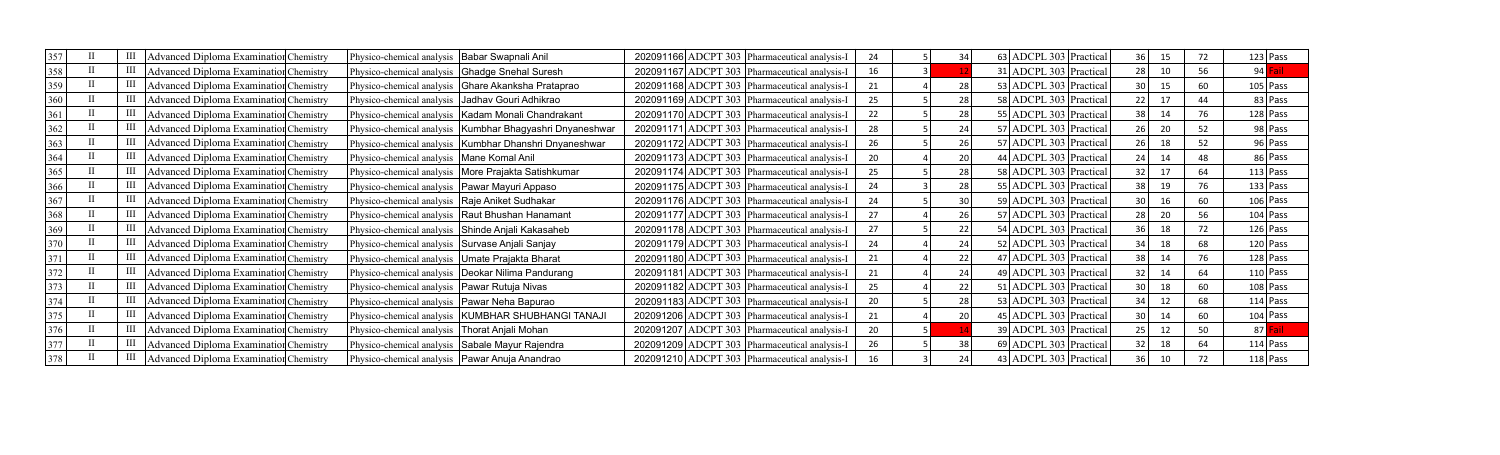| | | | | | | | | | | | | | | | | | | |
|---|---|---|---|---|---|---|---|---|---|---|---|---|---|---|---|---|---|---|
| 357 | II | III | Advanced Diploma Examination | Chemistry | Physico-chemical analysis | Babar Swapnali Anil | 202091166 | ADCPT 303 | Pharmaceutical analysis-I | 24 | 5 | 34 | 63 | ADCPL 303 | Practical | 36 | 15 | 72 | 123 | Pass |
| 358 | II | III | Advanced Diploma Examination | Chemistry | Physico-chemical analysis | Ghadge Snehal Suresh | 202091167 | ADCPT 303 | Pharmaceutical analysis-I | 16 | 3 | 12 | 31 | ADCPL 303 | Practical | 28 | 10 | 56 | 94 | Fail |
| 359 | II | III | Advanced Diploma Examination | Chemistry | Physico-chemical analysis | Ghare Akanksha Prataprao | 202091168 | ADCPT 303 | Pharmaceutical analysis-I | 21 | 4 | 28 | 53 | ADCPL 303 | Practical | 30 | 15 | 60 | 105 | Pass |
| 360 | II | III | Advanced Diploma Examination | Chemistry | Physico-chemical analysis | Jadhav Gouri Adhikrao | 202091169 | ADCPT 303 | Pharmaceutical analysis-I | 25 | 5 | 28 | 58 | ADCPL 303 | Practical | 22 | 17 | 44 | 83 | Pass |
| 361 | II | III | Advanced Diploma Examination | Chemistry | Physico-chemical analysis | Kadam Monali Chandrakant | 202091170 | ADCPT 303 | Pharmaceutical analysis-I | 22 | 5 | 28 | 55 | ADCPL 303 | Practical | 38 | 14 | 76 | 128 | Pass |
| 362 | II | III | Advanced Diploma Examination | Chemistry | Physico-chemical analysis | Kumbhar Bhagyashri Dnyaneshwar | 202091171 | ADCPT 303 | Pharmaceutical analysis-I | 28 | 5 | 24 | 57 | ADCPL 303 | Practical | 26 | 20 | 52 | 98 | Pass |
| 363 | II | III | Advanced Diploma Examination | Chemistry | Physico-chemical analysis | Kumbhar Dhanshri Dnyaneshwar | 202091172 | ADCPT 303 | Pharmaceutical analysis-I | 26 | 5 | 26 | 57 | ADCPL 303 | Practical | 26 | 18 | 52 | 96 | Pass |
| 364 | II | III | Advanced Diploma Examination | Chemistry | Physico-chemical analysis | Mane Komal Anil | 202091173 | ADCPT 303 | Pharmaceutical analysis-I | 20 | 4 | 20 | 44 | ADCPL 303 | Practical | 24 | 14 | 48 | 86 | Pass |
| 365 | II | III | Advanced Diploma Examination | Chemistry | Physico-chemical analysis | More Prajakta Satishkumar | 202091174 | ADCPT 303 | Pharmaceutical analysis-I | 25 | 5 | 28 | 58 | ADCPL 303 | Practical | 32 | 17 | 64 | 113 | Pass |
| 366 | II | III | Advanced Diploma Examination | Chemistry | Physico-chemical analysis | Pawar Mayuri Appaso | 202091175 | ADCPT 303 | Pharmaceutical analysis-I | 24 | 3 | 28 | 55 | ADCPL 303 | Practical | 38 | 19 | 76 | 133 | Pass |
| 367 | II | III | Advanced Diploma Examination | Chemistry | Physico-chemical analysis | Raje Aniket Sudhakar | 202091176 | ADCPT 303 | Pharmaceutical analysis-I | 24 | 5 | 30 | 59 | ADCPL 303 | Practical | 30 | 16 | 60 | 106 | Pass |
| 368 | II | III | Advanced Diploma Examination | Chemistry | Physico-chemical analysis | Raut Bhushan Hanamant | 202091177 | ADCPT 303 | Pharmaceutical analysis-I | 27 | 4 | 26 | 57 | ADCPL 303 | Practical | 28 | 20 | 56 | 104 | Pass |
| 369 | II | III | Advanced Diploma Examination | Chemistry | Physico-chemical analysis | Shinde Anjali Kakasaheb | 202091178 | ADCPT 303 | Pharmaceutical analysis-I | 27 | 5 | 22 | 54 | ADCPL 303 | Practical | 36 | 18 | 72 | 126 | Pass |
| 370 | II | III | Advanced Diploma Examination | Chemistry | Physico-chemical analysis | Survase Anjali Sanjay | 202091179 | ADCPT 303 | Pharmaceutical analysis-I | 24 | 4 | 24 | 52 | ADCPL 303 | Practical | 34 | 18 | 68 | 120 | Pass |
| 371 | II | III | Advanced Diploma Examination | Chemistry | Physico-chemical analysis | Umate Prajakta Bharat | 202091180 | ADCPT 303 | Pharmaceutical analysis-I | 21 | 4 | 22 | 47 | ADCPL 303 | Practical | 38 | 14 | 76 | 128 | Pass |
| 372 | II | III | Advanced Diploma Examination | Chemistry | Physico-chemical analysis | Deokar Nilima Pandurang | 202091181 | ADCPT 303 | Pharmaceutical analysis-I | 21 | 4 | 24 | 49 | ADCPL 303 | Practical | 32 | 14 | 64 | 110 | Pass |
| 373 | II | III | Advanced Diploma Examination | Chemistry | Physico-chemical analysis | Pawar Rutuja Nivas | 202091182 | ADCPT 303 | Pharmaceutical analysis-I | 25 | 4 | 22 | 51 | ADCPL 303 | Practical | 30 | 18 | 60 | 108 | Pass |
| 374 | II | III | Advanced Diploma Examination | Chemistry | Physico-chemical analysis | Pawar Neha Bapurao | 202091183 | ADCPT 303 | Pharmaceutical analysis-I | 20 | 5 | 28 | 53 | ADCPL 303 | Practical | 34 | 12 | 68 | 114 | Pass |
| 375 | II | III | Advanced Diploma Examination | Chemistry | Physico-chemical analysis | KUMBHAR SHUBHANGI TANAJI | 202091206 | ADCPT 303 | Pharmaceutical analysis-I | 21 | 4 | 20 | 45 | ADCPL 303 | Practical | 30 | 14 | 60 | 104 | Pass |
| 376 | II | III | Advanced Diploma Examination | Chemistry | Physico-chemical analysis | Thorat Anjali Mohan | 202091207 | ADCPT 303 | Pharmaceutical analysis-I | 20 | 5 | 14 | 39 | ADCPL 303 | Practical | 25 | 12 | 50 | 87 | Fail |
| 377 | II | III | Advanced Diploma Examination | Chemistry | Physico-chemical analysis | Sabale Mayur Rajendra | 202091209 | ADCPT 303 | Pharmaceutical analysis-I | 26 | 5 | 38 | 69 | ADCPL 303 | Practical | 32 | 18 | 64 | 114 | Pass |
| 378 | II | III | Advanced Diploma Examination | Chemistry | Physico-chemical analysis | Pawar Anuja Anandrao | 202091210 | ADCPT 303 | Pharmaceutical analysis-I | 16 | 3 | 24 | 43 | ADCPL 303 | Practical | 36 | 10 | 72 | 118 | Pass |